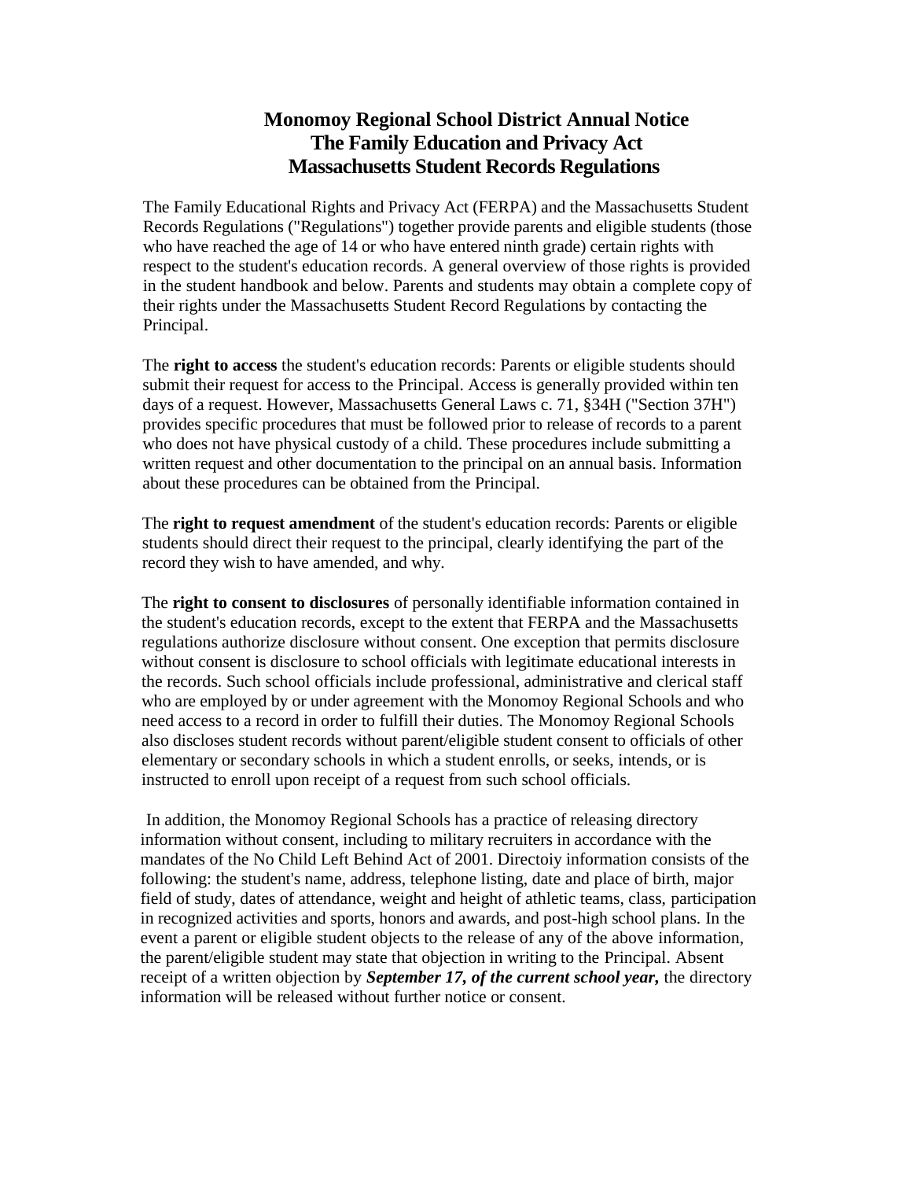# Monomoy Regional School District Annual Notice
# The Family Education and Privacy Act
# Massachusetts Student Records Regulations

The Family Educational Rights and Privacy Act (FERPA) and the Massachusetts Student Records Regulations ("Regulations") together provide parents and eligible students (those who have reached the age of 14 or who have entered ninth grade) certain rights with respect to the student's education records. A general overview of those rights is provided in the student handbook and below. Parents and students may obtain a complete copy of their rights under the Massachusetts Student Record Regulations by contacting the Principal.

The **right to access** the student's education records: Parents or eligible students should submit their request for access to the Principal. Access is generally provided within ten days of a request. However, Massachusetts General Laws c. 71, §34H ("Section 37H") provides specific procedures that must be followed prior to release of records to a parent who does not have physical custody of a child. These procedures include submitting a written request and other documentation to the principal on an annual basis. Information about these procedures can be obtained from the Principal.

The **right to request amendment** of the student's education records: Parents or eligible students should direct their request to the principal, clearly identifying the part of the record they wish to have amended, and why.

The **right to consent to disclosures** of personally identifiable information contained in the student's education records, except to the extent that FERPA and the Massachusetts regulations authorize disclosure without consent. One exception that permits disclosure without consent is disclosure to school officials with legitimate educational interests in the records. Such school officials include professional, administrative and clerical staff who are employed by or under agreement with the Monomoy Regional Schools and who need access to a record in order to fulfill their duties. The Monomoy Regional Schools also discloses student records without parent/eligible student consent to officials of other elementary or secondary schools in which a student enrolls, or seeks, intends, or is instructed to enroll upon receipt of a request from such school officials.

In addition, the Monomoy Regional Schools has a practice of releasing directory information without consent, including to military recruiters in accordance with the mandates of the No Child Left Behind Act of 2001. Directoiy information consists of the following: the student's name, address, telephone listing, date and place of birth, major field of study, dates of attendance, weight and height of athletic teams, class, participation in recognized activities and sports, honors and awards, and post-high school plans. In the event a parent or eligible student objects to the release of any of the above information, the parent/eligible student may state that objection in writing to the Principal. Absent receipt of a written objection by ***September 17, of the current school year,*** the directory information will be released without further notice or consent.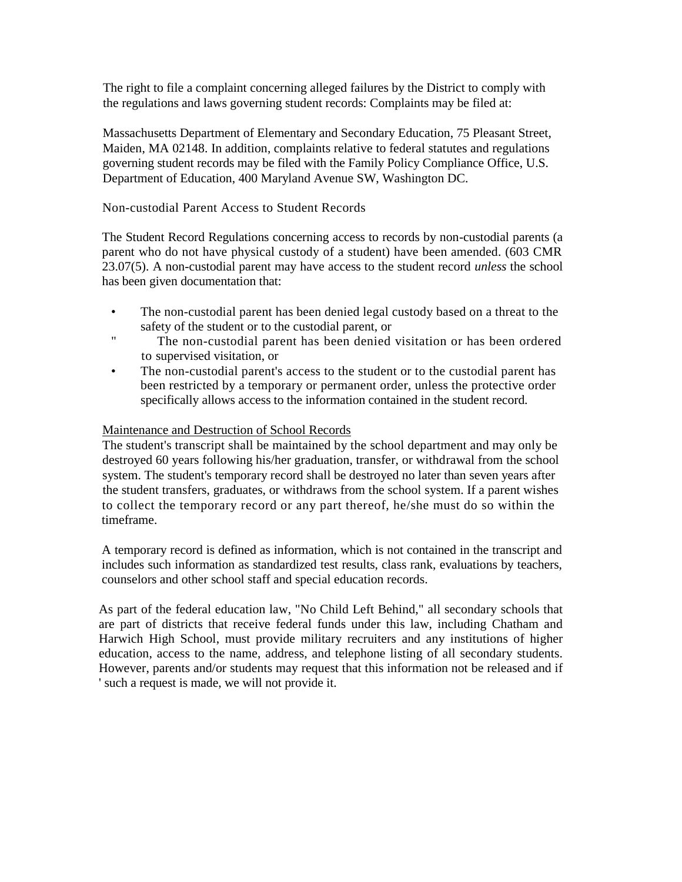The right to file a complaint concerning alleged failures by the District to comply with the regulations and laws governing student records: Complaints may be filed at:

Massachusetts Department of Elementary and Secondary Education, 75 Pleasant Street, Maiden, MA 02148. In addition, complaints relative to federal statutes and regulations governing student records may be filed with the Family Policy Compliance Office, U.S. Department of Education, 400 Maryland Avenue SW, Washington DC.

Non-custodial Parent Access to Student Records

The Student Record Regulations concerning access to records by non-custodial parents (a parent who do not have physical custody of a student) have been amended. (603 CMR 23.07(5). A non-custodial parent may have access to the student record *unless* the school has been given documentation that:

- The non-custodial parent has been denied legal custody based on a threat to the safety of the student or to the custodial parent, or
- The non-custodial parent has been denied visitation or has been ordered to supervised visitation, or
- The non-custodial parent's access to the student or to the custodial parent has been restricted by a temporary or permanent order, unless the protective order specifically allows access to the information contained in the student record.

Maintenance and Destruction of School Records

The student's transcript shall be maintained by the school department and may only be destroyed 60 years following his/her graduation, transfer, or withdrawal from the school system. The student's temporary record shall be destroyed no later than seven years after the student transfers, graduates, or withdraws from the school system. If a parent wishes to collect the temporary record or any part thereof, he/she must do so within the timeframe.

A temporary record is defined as information, which is not contained in the transcript and includes such information as standardized test results, class rank, evaluations by teachers, counselors and other school staff and special education records.

As part of the federal education law, "No Child Left Behind," all secondary schools that are part of districts that receive federal funds under this law, including Chatham and Harwich High School, must provide military recruiters and any institutions of higher education, access to the name, address, and telephone listing of all secondary students. However, parents and/or students may request that this information not be released and if such a request is made, we will not provide it.